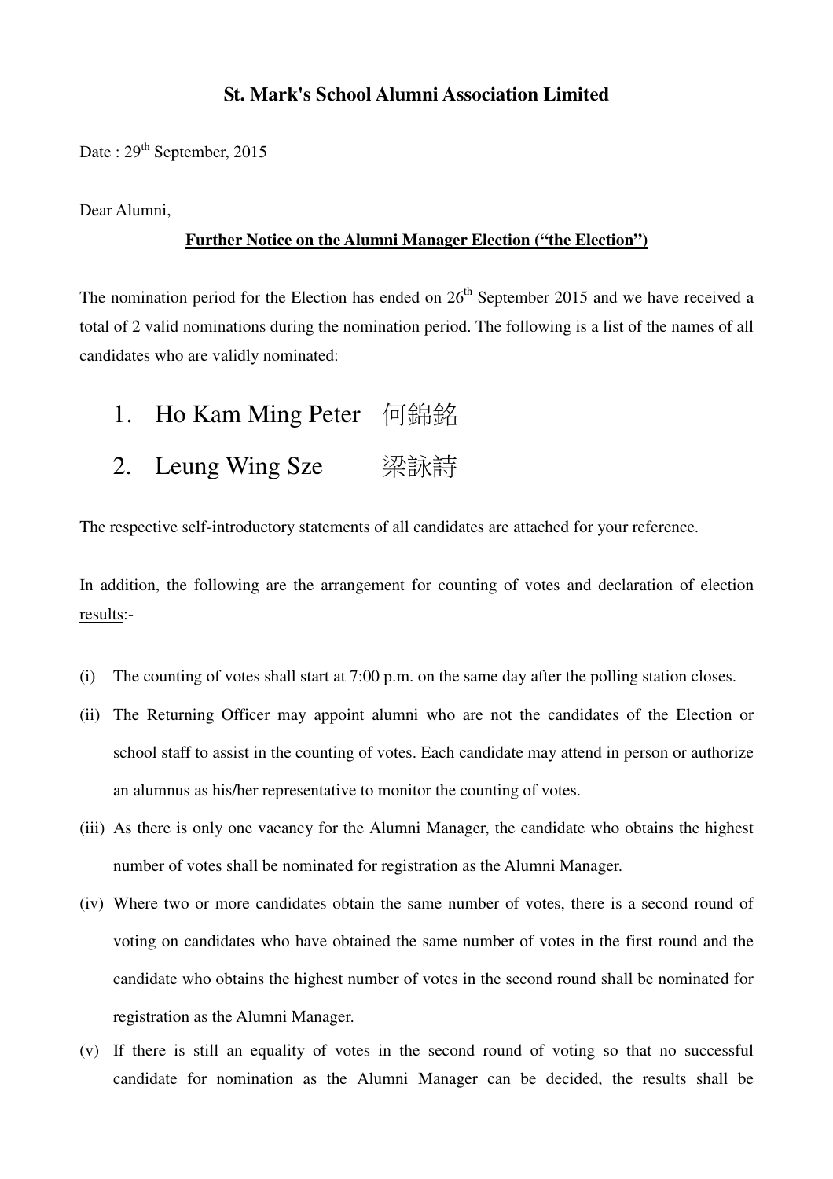# St. Mark's School Alumni Association Limited

Date : 29th September, 2015

Dear Alumni,

**Further Notice on the Alumni Manager Election ("the Election")**

The nomination period for the Election has ended on 26th September 2015 and we have received a total of 2 valid nominations during the nomination period. The following is a list of the names of all candidates who are validly nominated:

1. Ho Kam Ming Peter 何錦銘
2. Leung Wing Sze 梁詠詩

The respective self-introductory statements of all candidates are attached for your reference.

In addition, the following are the arrangement for counting of votes and declaration of election results:-

(i) The counting of votes shall start at 7:00 p.m. on the same day after the polling station closes.

(ii) The Returning Officer may appoint alumni who are not the candidates of the Election or school staff to assist in the counting of votes. Each candidate may attend in person or authorize an alumnus as his/her representative to monitor the counting of votes.

(iii) As there is only one vacancy for the Alumni Manager, the candidate who obtains the highest number of votes shall be nominated for registration as the Alumni Manager.

(iv) Where two or more candidates obtain the same number of votes, there is a second round of voting on candidates who have obtained the same number of votes in the first round and the candidate who obtains the highest number of votes in the second round shall be nominated for registration as the Alumni Manager.

(v) If there is still an equality of votes in the second round of voting so that no successful candidate for nomination as the Alumni Manager can be decided, the results shall be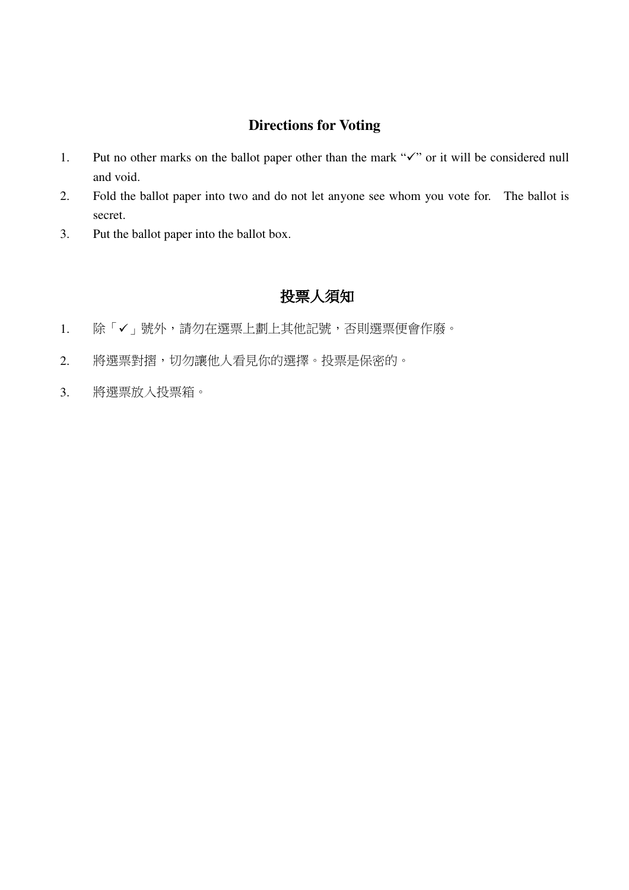## Directions for Voting

1. Put no other marks on the ballot paper other than the mark "✓" or it will be considered null and void.
2. Fold the ballot paper into two and do not let anyone see whom you vote for. The ballot is secret.
3. Put the ballot paper into the ballot box.

## 投票人須知

1. 除「✓」號外，請勿在選票上劃上其他記號，否則選票便會作廢。
2. 將選票對摺，切勿讓他人看見你的選擇。投票是保密的。
3. 將選票放入投票箱。